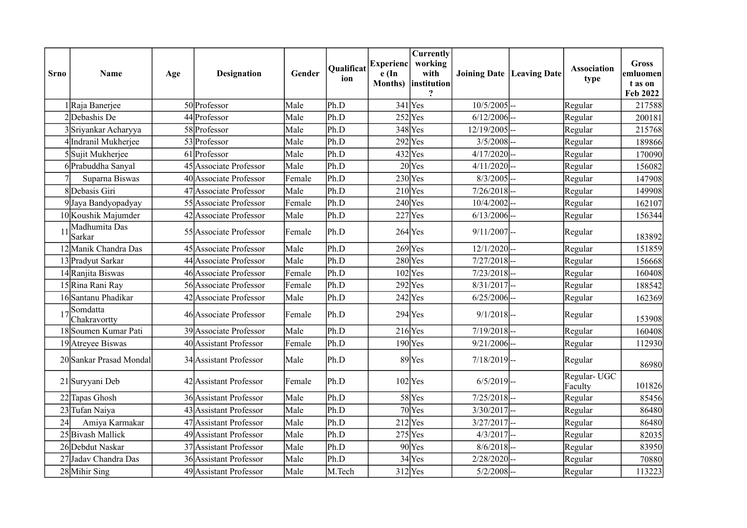| Srno | Name | Age | Designation | Gender | Qualification | Experience (In Months) | Currently working with institution ? | Joining Date | Leaving Date | Association type | Gross emluoment as on Feb 2022 |
|---|---|---|---|---|---|---|---|---|---|---|---|
| 1 | Raja Banerjee | 50 | Professor | Male | Ph.D | 341 | Yes | 10/5/2005 | -- | Regular | 217588 |
| 2 | Debashis De | 44 | Professor | Male | Ph.D | 252 | Yes | 6/12/2006 | -- | Regular | 200181 |
| 3 | Sriyankar Acharyya | 58 | Professor | Male | Ph.D | 348 | Yes | 12/19/2005 | -- | Regular | 215768 |
| 4 | Indranil Mukherjee | 53 | Professor | Male | Ph.D | 292 | Yes | 3/5/2008 | -- | Regular | 189866 |
| 5 | Sujit Mukherjee | 61 | Professor | Male | Ph.D | 432 | Yes | 4/17/2020 | -- | Regular | 170090 |
| 6 | Prabuddha Sanyal | 45 | Associate Professor | Male | Ph.D | 20 | Yes | 4/11/2020 | -- | Regular | 156082 |
| 7 | Suparna Biswas | 40 | Associate Professor | Female | Ph.D | 230 | Yes | 8/3/2005 | -- | Regular | 147908 |
| 8 | Debasis Giri | 47 | Associate Professor | Male | Ph.D | 210 | Yes | 7/26/2018 | -- | Regular | 149908 |
| 9 | Jaya Bandyopadyay | 55 | Associate Professor | Female | Ph.D | 240 | Yes | 10/4/2002 | -- | Regular | 162107 |
| 10 | Koushik Majumder | 42 | Associate Professor | Male | Ph.D | 227 | Yes | 6/13/2006 | -- | Regular | 156344 |
| 11 | Madhumita Das Sarkar | 55 | Associate Professor | Female | Ph.D | 264 | Yes | 9/11/2007 | -- | Regular | 183892 |
| 12 | Manik Chandra Das | 45 | Associate Professor | Male | Ph.D | 269 | Yes | 12/1/2020 | -- | Regular | 151859 |
| 13 | Pradyut Sarkar | 44 | Associate Professor | Male | Ph.D | 280 | Yes | 7/27/2018 | -- | Regular | 156668 |
| 14 | Ranjita Biswas | 46 | Associate Professor | Female | Ph.D | 102 | Yes | 7/23/2018 | -- | Regular | 160408 |
| 15 | Rina Rani Ray | 56 | Associate Professor | Female | Ph.D | 292 | Yes | 8/31/2017 | -- | Regular | 188542 |
| 16 | Santanu Phadikar | 42 | Associate Professor | Male | Ph.D | 242 | Yes | 6/25/2006 | -- | Regular | 162369 |
| 17 | Somdatta Chakravortty | 46 | Associate Professor | Female | Ph.D | 294 | Yes | 9/1/2018 | -- | Regular | 153908 |
| 18 | Soumen Kumar Pati | 39 | Associate Professor | Male | Ph.D | 216 | Yes | 7/19/2018 | -- | Regular | 160408 |
| 19 | Atreyee Biswas | 40 | Assistant Professor | Female | Ph.D | 190 | Yes | 9/21/2006 | -- | Regular | 112930 |
| 20 | Sankar Prasad Mondal | 34 | Assistant Professor | Male | Ph.D | 89 | Yes | 7/18/2019 | -- | Regular | 86980 |
| 21 | Suryyani Deb | 42 | Assistant Professor | Female | Ph.D | 102 | Yes | 6/5/2019 | -- | Regular- UGC Faculty | 101826 |
| 22 | Tapas Ghosh | 36 | Assistant Professor | Male | Ph.D | 58 | Yes | 7/25/2018 | -- | Regular | 85456 |
| 23 | Tufan Naiya | 43 | Assistant Professor | Male | Ph.D | 70 | Yes | 3/30/2017 | -- | Regular | 86480 |
| 24 | Amiya Karmakar | 47 | Assistant Professor | Male | Ph.D | 212 | Yes | 3/27/2017 | -- | Regular | 86480 |
| 25 | Bivash Mallick | 49 | Assistant Professor | Male | Ph.D | 275 | Yes | 4/3/2017 | -- | Regular | 82035 |
| 26 | Debdut Naskar | 37 | Assistant Professor | Male | Ph.D | 90 | Yes | 8/6/2018 | -- | Regular | 83950 |
| 27 | Jadav Chandra Das | 36 | Assistant Professor | Male | Ph.D | 34 | Yes | 2/28/2020 | -- | Regular | 70880 |
| 28 | Mihir Sing | 49 | Assistant Professor | Male | M.Tech | 312 | Yes | 5/2/2008 | -- | Regular | 113223 |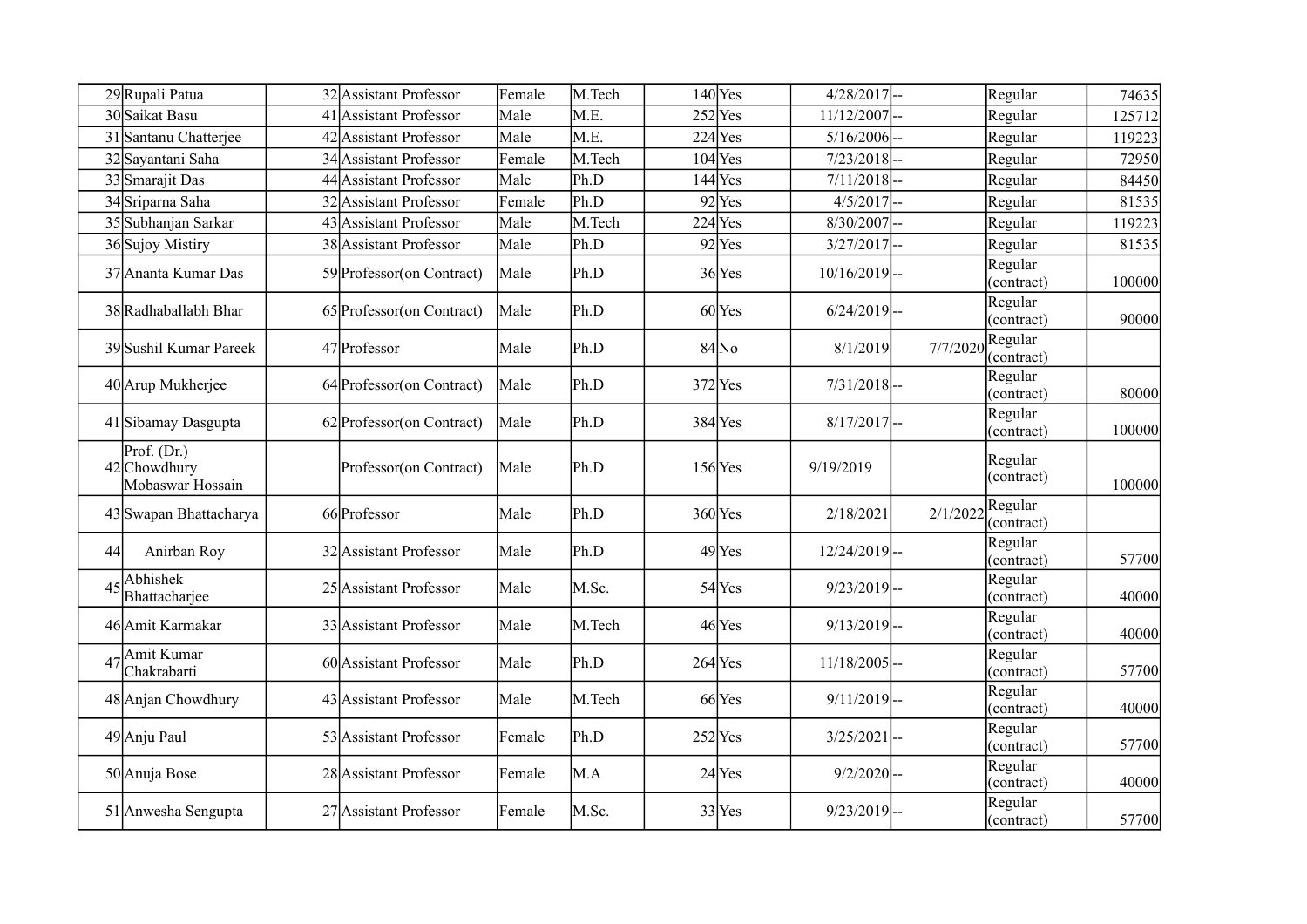| | | | | | | | | | | | |
|---|---|---|---|---|---|---|---|---|---|---|---|
| 29 | Rupali Patua | 32 | Assistant Professor | Female | M.Tech | 140 | Yes | 4/28/2017 | -- | Regular | 74635 |
| 30 | Saikat Basu | 41 | Assistant Professor | Male | M.E. | 252 | Yes | 11/12/2007 | -- | Regular | 125712 |
| 31 | Santanu Chatterjee | 42 | Assistant Professor | Male | M.E. | 224 | Yes | 5/16/2006 | -- | Regular | 119223 |
| 32 | Sayantani Saha | 34 | Assistant Professor | Female | M.Tech | 104 | Yes | 7/23/2018 | -- | Regular | 72950 |
| 33 | Smarajit Das | 44 | Assistant Professor | Male | Ph.D | 144 | Yes | 7/11/2018 | -- | Regular | 84450 |
| 34 | Sriparna Saha | 32 | Assistant Professor | Female | Ph.D | 92 | Yes | 4/5/2017 | -- | Regular | 81535 |
| 35 | Subhanjan Sarkar | 43 | Assistant Professor | Male | M.Tech | 224 | Yes | 8/30/2007 | -- | Regular | 119223 |
| 36 | Sujoy Mistiry | 38 | Assistant Professor | Male | Ph.D | 92 | Yes | 3/27/2017 | -- | Regular | 81535 |
| 37 | Ananta Kumar Das | 59 | Professor(on Contract) | Male | Ph.D | 36 | Yes | 10/16/2019 | -- | Regular (contract) | 100000 |
| 38 | Radhaballabh Bhar | 65 | Professor(on Contract) | Male | Ph.D | 60 | Yes | 6/24/2019 | -- | Regular (contract) | 90000 |
| 39 | Sushil Kumar Pareek | 47 | Professor | Male | Ph.D | 84 | No | 8/1/2019 | 7/7/2020 | Regular (contract) | |
| 40 | Arup Mukherjee | 64 | Professor(on Contract) | Male | Ph.D | 372 | Yes | 7/31/2018 | -- | Regular (contract) | 80000 |
| 41 | Sibamay Dasgupta | 62 | Professor(on Contract) | Male | Ph.D | 384 | Yes | 8/17/2017 | -- | Regular (contract) | 100000 |
| 42 | Prof. (Dr.) Chowdhury Mobaswar Hossain | | Professor(on Contract) | Male | Ph.D | 156 | Yes | 9/19/2019 | | Regular (contract) | 100000 |
| 43 | Swapan Bhattacharya | 66 | Professor | Male | Ph.D | 360 | Yes | 2/18/2021 | 2/1/2022 | Regular (contract) | |
| 44 | Anirban Roy | 32 | Assistant Professor | Male | Ph.D | 49 | Yes | 12/24/2019 | -- | Regular (contract) | 57700 |
| 45 | Abhishek Bhattacharjee | 25 | Assistant Professor | Male | M.Sc. | 54 | Yes | 9/23/2019 | -- | Regular (contract) | 40000 |
| 46 | Amit Karmakar | 33 | Assistant Professor | Male | M.Tech | 46 | Yes | 9/13/2019 | -- | Regular (contract) | 40000 |
| 47 | Amit Kumar Chakrabarti | 60 | Assistant Professor | Male | Ph.D | 264 | Yes | 11/18/2005 | -- | Regular (contract) | 57700 |
| 48 | Anjan Chowdhury | 43 | Assistant Professor | Male | M.Tech | 66 | Yes | 9/11/2019 | -- | Regular (contract) | 40000 |
| 49 | Anju Paul | 53 | Assistant Professor | Female | Ph.D | 252 | Yes | 3/25/2021 | -- | Regular (contract) | 57700 |
| 50 | Anuja Bose | 28 | Assistant Professor | Female | M.A | 24 | Yes | 9/2/2020 | -- | Regular (contract) | 40000 |
| 51 | Anwesha Sengupta | 27 | Assistant Professor | Female | M.Sc. | 33 | Yes | 9/23/2019 | -- | Regular (contract) | 57700 |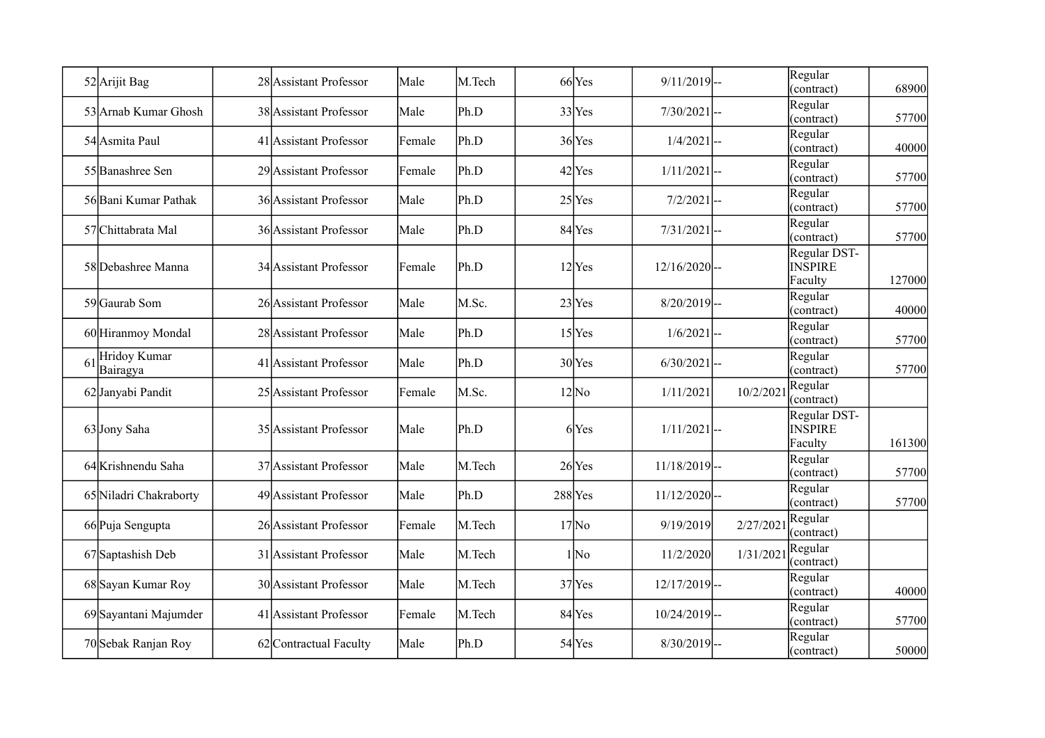| | | | | | | | | | | |
|---|---|---|---|---|---|---|---|---|---|---|
| 52 | Arijit Bag | 28 | Assistant Professor | Male | M.Tech | 66 | Yes | 9/11/2019 | -- | Regular (contract) | 68900 |
| 53 | Arnab Kumar Ghosh | 38 | Assistant Professor | Male | Ph.D | 33 | Yes | 7/30/2021 | -- | Regular (contract) | 57700 |
| 54 | Asmita Paul | 41 | Assistant Professor | Female | Ph.D | 36 | Yes | 1/4/2021 | -- | Regular (contract) | 40000 |
| 55 | Banashree Sen | 29 | Assistant Professor | Female | Ph.D | 42 | Yes | 1/11/2021 | -- | Regular (contract) | 57700 |
| 56 | Bani Kumar Pathak | 36 | Assistant Professor | Male | Ph.D | 25 | Yes | 7/2/2021 | -- | Regular (contract) | 57700 |
| 57 | Chittabrata Mal | 36 | Assistant Professor | Male | Ph.D | 84 | Yes | 7/31/2021 | -- | Regular (contract) | 57700 |
| 58 | Debashree Manna | 34 | Assistant Professor | Female | Ph.D | 12 | Yes | 12/16/2020 | -- | Regular DST-INSPIRE Faculty | 127000 |
| 59 | Gaurab Som | 26 | Assistant Professor | Male | M.Sc. | 23 | Yes | 8/20/2019 | -- | Regular (contract) | 40000 |
| 60 | Hiranmoy Mondal | 28 | Assistant Professor | Male | Ph.D | 15 | Yes | 1/6/2021 | -- | Regular (contract) | 57700 |
| 61 | Hridoy Kumar Bairagya | 41 | Assistant Professor | Male | Ph.D | 30 | Yes | 6/30/2021 | -- | Regular (contract) | 57700 |
| 62 | Janyabi Pandit | 25 | Assistant Professor | Female | M.Sc. | 12 | No | 1/11/2021 | 10/2/2021 | Regular (contract) | |
| 63 | Jony Saha | 35 | Assistant Professor | Male | Ph.D | 6 | Yes | 1/11/2021 | -- | Regular DST-INSPIRE Faculty | 161300 |
| 64 | Krishnendu Saha | 37 | Assistant Professor | Male | M.Tech | 26 | Yes | 11/18/2019 | -- | Regular (contract) | 57700 |
| 65 | Niladri Chakraborty | 49 | Assistant Professor | Male | Ph.D | 288 | Yes | 11/12/2020 | -- | Regular (contract) | 57700 |
| 66 | Puja Sengupta | 26 | Assistant Professor | Female | M.Tech | 17 | No | 9/19/2019 | 2/27/2021 | Regular (contract) | |
| 67 | Saptashish Deb | 31 | Assistant Professor | Male | M.Tech | 1 | No | 11/2/2020 | 1/31/2021 | Regular (contract) | |
| 68 | Sayan Kumar Roy | 30 | Assistant Professor | Male | M.Tech | 37 | Yes | 12/17/2019 | -- | Regular (contract) | 40000 |
| 69 | Sayantani Majumder | 41 | Assistant Professor | Female | M.Tech | 84 | Yes | 10/24/2019 | -- | Regular (contract) | 57700 |
| 70 | Sebak Ranjan Roy | 62 | Contractual Faculty | Male | Ph.D | 54 | Yes | 8/30/2019 | -- | Regular (contract) | 50000 |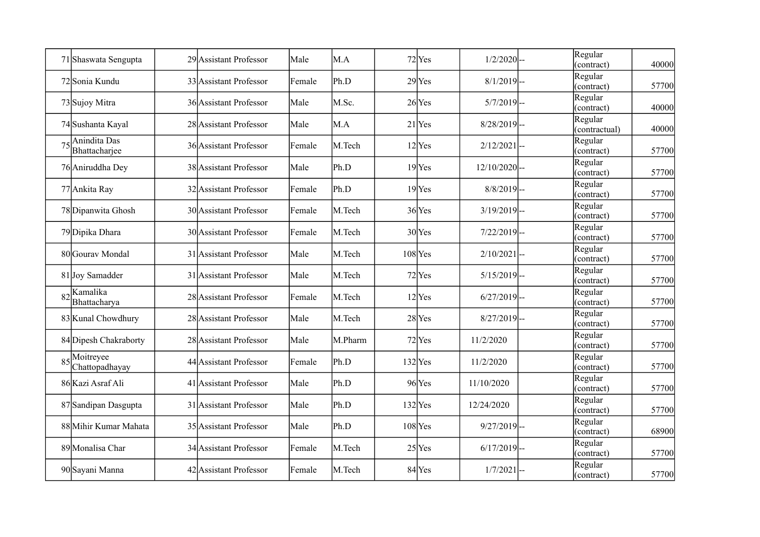| 71 | Shaswata Sengupta | 29 | Assistant Professor | Male | M.A | 72 | Yes | 1/2/2020 | -- | Regular (contract) | 40000 |
|---|---|---|---|---|---|---|---|---|---|---|---|
| 72 | Sonia Kundu | 33 | Assistant Professor | Female | Ph.D | 29 | Yes | 8/1/2019 | -- | Regular (contract) | 57700 |
| 73 | Sujoy Mitra | 36 | Assistant Professor | Male | M.Sc. | 26 | Yes | 5/7/2019 | -- | Regular (contract) | 40000 |
| 74 | Sushanta Kayal | 28 | Assistant Professor | Male | M.A | 21 | Yes | 8/28/2019 | -- | Regular (contractual) | 40000 |
| 75 | Anindita Das Bhattacharjee | 36 | Assistant Professor | Female | M.Tech | 12 | Yes | 2/12/2021 | -- | Regular (contract) | 57700 |
| 76 | Aniruddha Dey | 38 | Assistant Professor | Male | Ph.D | 19 | Yes | 12/10/2020 | -- | Regular (contract) | 57700 |
| 77 | Ankita Ray | 32 | Assistant Professor | Female | Ph.D | 19 | Yes | 8/8/2019 | -- | Regular (contract) | 57700 |
| 78 | Dipanwita Ghosh | 30 | Assistant Professor | Female | M.Tech | 36 | Yes | 3/19/2019 | -- | Regular (contract) | 57700 |
| 79 | Dipika Dhara | 30 | Assistant Professor | Female | M.Tech | 30 | Yes | 7/22/2019 | -- | Regular (contract) | 57700 |
| 80 | Gourav Mondal | 31 | Assistant Professor | Male | M.Tech | 108 | Yes | 2/10/2021 | -- | Regular (contract) | 57700 |
| 81 | Joy Samadder | 31 | Assistant Professor | Male | M.Tech | 72 | Yes | 5/15/2019 | -- | Regular (contract) | 57700 |
| 82 | Kamalika Bhattacharya | 28 | Assistant Professor | Female | M.Tech | 12 | Yes | 6/27/2019 | -- | Regular (contract) | 57700 |
| 83 | Kunal Chowdhury | 28 | Assistant Professor | Male | M.Tech | 28 | Yes | 8/27/2019 | -- | Regular (contract) | 57700 |
| 84 | Dipesh Chakraborty | 28 | Assistant Professor | Male | M.Pharm | 72 | Yes | 11/2/2020 | | Regular (contract) | 57700 |
| 85 | Moitreyee Chattopadhayay | 44 | Assistant Professor | Female | Ph.D | 132 | Yes | 11/2/2020 | | Regular (contract) | 57700 |
| 86 | Kazi Asraf Ali | 41 | Assistant Professor | Male | Ph.D | 96 | Yes | 11/10/2020 | | Regular (contract) | 57700 |
| 87 | Sandipan Dasgupta | 31 | Assistant Professor | Male | Ph.D | 132 | Yes | 12/24/2020 | | Regular (contract) | 57700 |
| 88 | Mihir Kumar Mahata | 35 | Assistant Professor | Male | Ph.D | 108 | Yes | 9/27/2019 | -- | Regular (contract) | 68900 |
| 89 | Monalisa Char | 34 | Assistant Professor | Female | M.Tech | 25 | Yes | 6/17/2019 | -- | Regular (contract) | 57700 |
| 90 | Sayani Manna | 42 | Assistant Professor | Female | M.Tech | 84 | Yes | 1/7/2021 | -- | Regular (contract) | 57700 |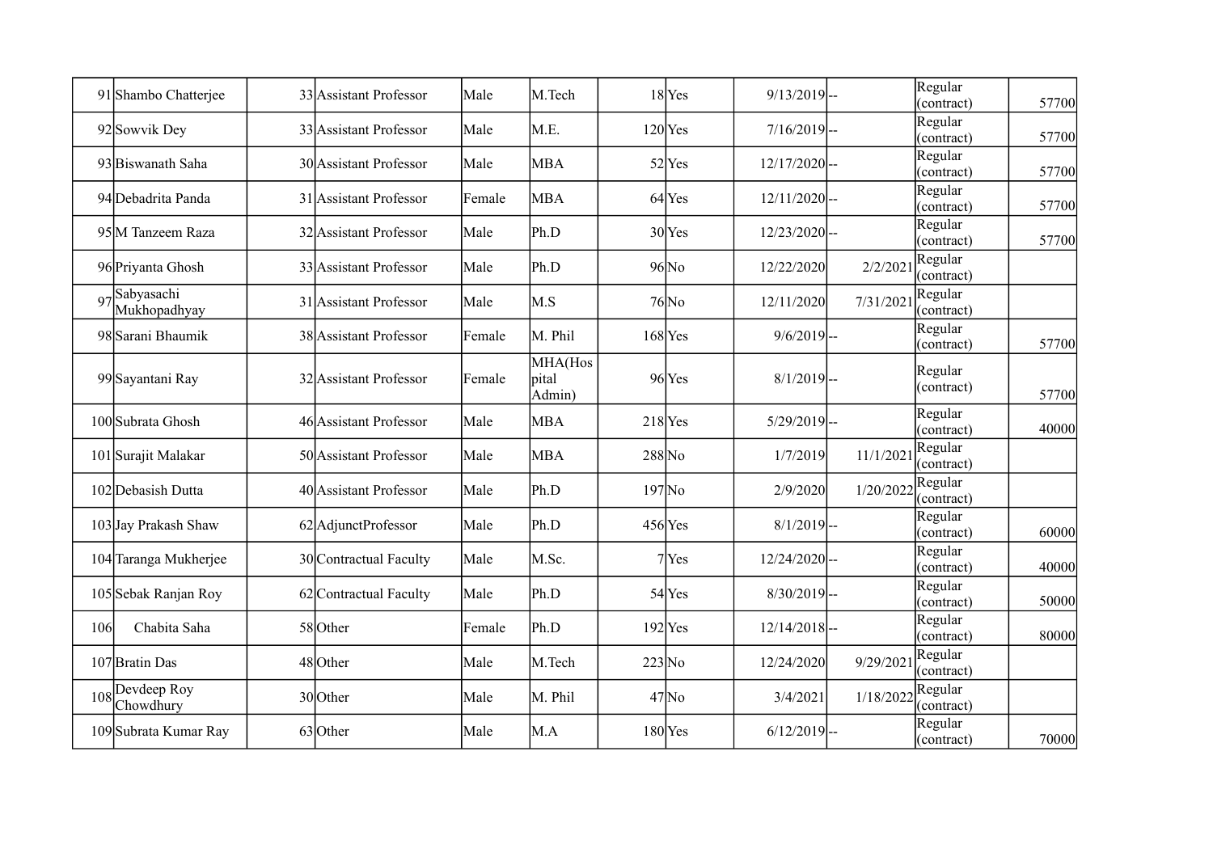| | | | | | | | | | | |
|---|---|---|---|---|---|---|---|---|---|---|
| 91 | Shambo Chatterjee | 33 | Assistant Professor | Male | M.Tech | 18 | Yes | 9/13/2019 | -- | Regular (contract) | 57700 |
| 92 | Sowvik Dey | 33 | Assistant Professor | Male | M.E. | 120 | Yes | 7/16/2019 | -- | Regular (contract) | 57700 |
| 93 | Biswanath Saha | 30 | Assistant Professor | Male | MBA | 52 | Yes | 12/17/2020 | -- | Regular (contract) | 57700 |
| 94 | Debadrita Panda | 31 | Assistant Professor | Female | MBA | 64 | Yes | 12/11/2020 | -- | Regular (contract) | 57700 |
| 95 | M Tanzeem Raza | 32 | Assistant Professor | Male | Ph.D | 30 | Yes | 12/23/2020 | -- | Regular (contract) | 57700 |
| 96 | Priyanta Ghosh | 33 | Assistant Professor | Male | Ph.D | 96 | No | 12/22/2020 | 2/2/2021 | Regular (contract) | |
| 97 | Sabyasachi Mukhopadhyay | 31 | Assistant Professor | Male | M.S | 76 | No | 12/11/2020 | 7/31/2021 | Regular (contract) | |
| 98 | Sarani Bhaumik | 38 | Assistant Professor | Female | M. Phil | 168 | Yes | 9/6/2019 | -- | Regular (contract) | 57700 |
| 99 | Sayantani Ray | 32 | Assistant Professor | Female | MHA(Hospital Admin) | 96 | Yes | 8/1/2019 | -- | Regular (contract) | 57700 |
| 100 | Subrata Ghosh | 46 | Assistant Professor | Male | MBA | 218 | Yes | 5/29/2019 | -- | Regular (contract) | 40000 |
| 101 | Surajit Malakar | 50 | Assistant Professor | Male | MBA | 288 | No | 1/7/2019 | 11/1/2021 | Regular (contract) | |
| 102 | Debasish Dutta | 40 | Assistant Professor | Male | Ph.D | 197 | No | 2/9/2020 | 1/20/2022 | Regular (contract) | |
| 103 | Jay Prakash Shaw | 62 | AdjunctProfessor | Male | Ph.D | 456 | Yes | 8/1/2019 | -- | Regular (contract) | 60000 |
| 104 | Taranga Mukherjee | 30 | Contractual Faculty | Male | M.Sc. | 7 | Yes | 12/24/2020 | -- | Regular (contract) | 40000 |
| 105 | Sebak Ranjan Roy | 62 | Contractual Faculty | Male | Ph.D | 54 | Yes | 8/30/2019 | -- | Regular (contract) | 50000 |
| 106 | Chabita Saha | 58 | Other | Female | Ph.D | 192 | Yes | 12/14/2018 | -- | Regular (contract) | 80000 |
| 107 | Bratin Das | 48 | Other | Male | M.Tech | 223 | No | 12/24/2020 | 9/29/2021 | Regular (contract) | |
| 108 | Devdeep Roy Chowdhury | 30 | Other | Male | M. Phil | 47 | No | 3/4/2021 | 1/18/2022 | Regular (contract) | |
| 109 | Subrata Kumar Ray | 63 | Other | Male | M.A | 180 | Yes | 6/12/2019 | -- | Regular (contract) | 70000 |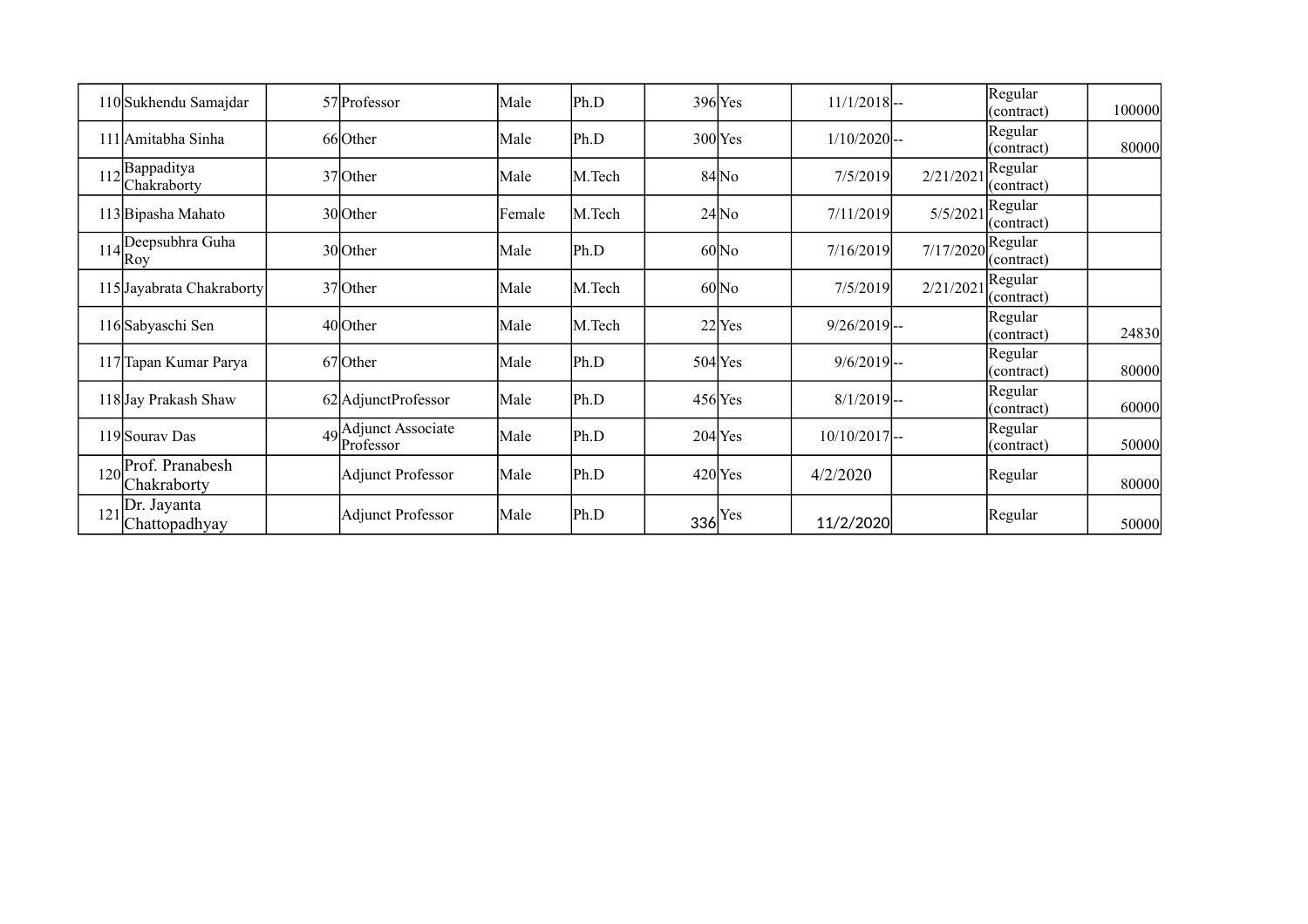| | | | | | | | | | | | |
|---|---|---|---|---|---|---|---|---|---|---|---|
| 110 | Sukhendu Samajdar | 57 | Professor | Male | Ph.D | 396 | Yes | 11/1/2018 | -- | Regular (contract) | 100000 |
| 111 | Amitabha Sinha | 66 | Other | Male | Ph.D | 300 | Yes | 1/10/2020 | -- | Regular (contract) | 80000 |
| 112 | Bappaditya Chakraborty | 37 | Other | Male | M.Tech | 84 | No | 7/5/2019 | 2/21/2021 | Regular (contract) | |
| 113 | Bipasha Mahato | 30 | Other | Female | M.Tech | 24 | No | 7/11/2019 | 5/5/2021 | Regular (contract) | |
| 114 | Deepsubhra Guha Roy | 30 | Other | Male | Ph.D | 60 | No | 7/16/2019 | 7/17/2020 | Regular (contract) | |
| 115 | Jayabrata Chakraborty | 37 | Other | Male | M.Tech | 60 | No | 7/5/2019 | 2/21/2021 | Regular (contract) | |
| 116 | Sabyaschi Sen | 40 | Other | Male | M.Tech | 22 | Yes | 9/26/2019 | -- | Regular (contract) | 24830 |
| 117 | Tapan Kumar Parya | 67 | Other | Male | Ph.D | 504 | Yes | 9/6/2019 | -- | Regular (contract) | 80000 |
| 118 | Jay Prakash Shaw | 62 | AdjunctProfessor | Male | Ph.D | 456 | Yes | 8/1/2019 | -- | Regular (contract) | 60000 |
| 119 | Sourav Das | 49 | Adjunct Associate Professor | Male | Ph.D | 204 | Yes | 10/10/2017 | -- | Regular (contract) | 50000 |
| 120 | Prof. Pranabesh Chakraborty | | Adjunct Professor | Male | Ph.D | 420 | Yes | 4/2/2020 | | Regular | 80000 |
| 121 | Dr. Jayanta Chattopadhyay | | Adjunct Professor | Male | Ph.D | 336 | Yes | 11/2/2020 | | Regular | 50000 |